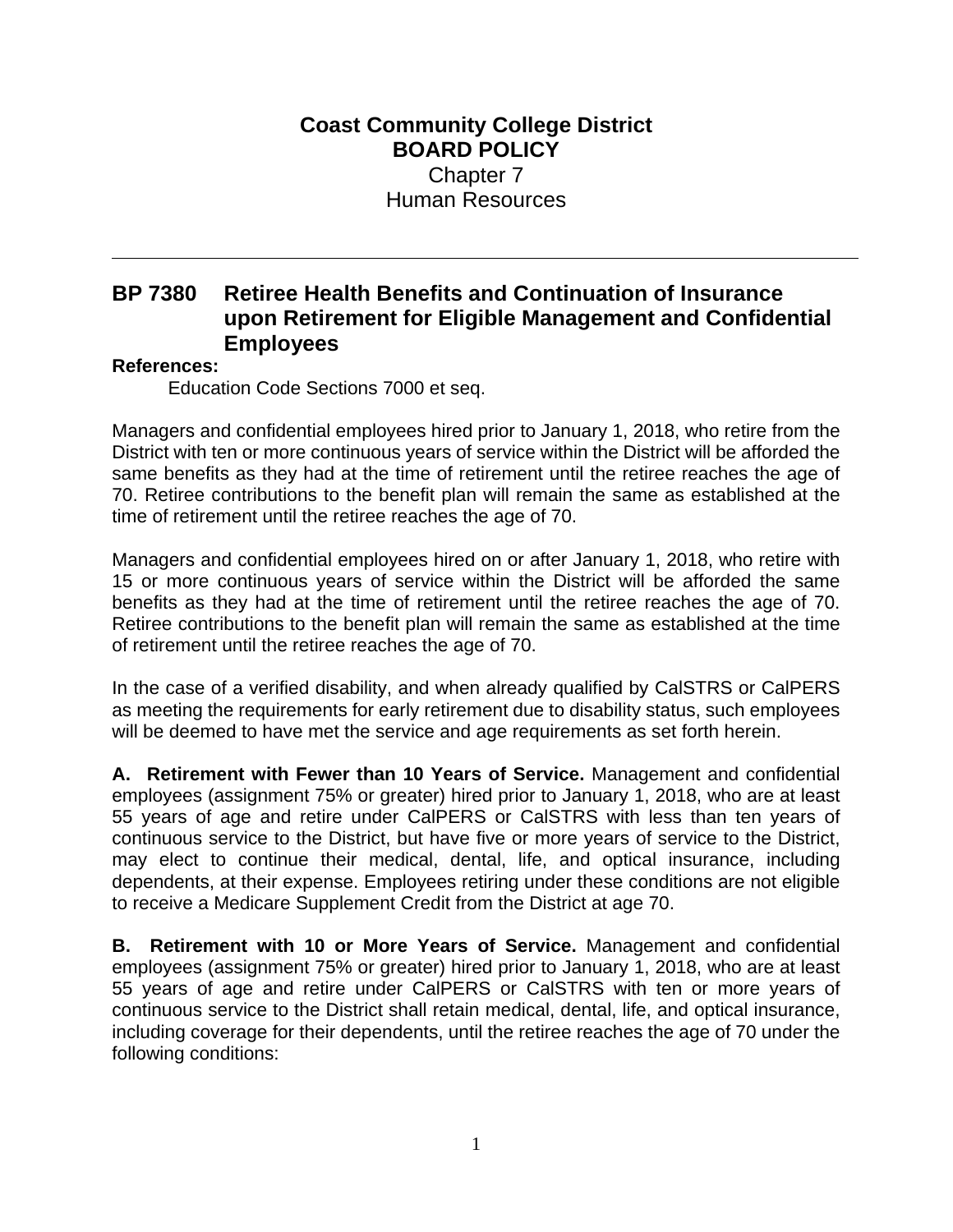**Coast Community College District**
**BOARD POLICY**
Chapter 7
Human Resources

---

## BP 7380 Retiree Health Benefits and Continuation of Insurance upon Retirement for Eligible Management and Confidential Employees

**References:**

Education Code Sections 7000 et seq.

Managers and confidential employees hired prior to January 1, 2018, who retire from the District with ten or more continuous years of service within the District will be afforded the same benefits as they had at the time of retirement until the retiree reaches the age of 70. Retiree contributions to the benefit plan will remain the same as established at the time of retirement until the retiree reaches the age of 70.

Managers and confidential employees hired on or after January 1, 2018, who retire with 15 or more continuous years of service within the District will be afforded the same benefits as they had at the time of retirement until the retiree reaches the age of 70. Retiree contributions to the benefit plan will remain the same as established at the time of retirement until the retiree reaches the age of 70.

In the case of a verified disability, and when already qualified by CalSTRS or CalPERS as meeting the requirements for early retirement due to disability status, such employees will be deemed to have met the service and age requirements as set forth herein.

**A. Retirement with Fewer than 10 Years of Service.** Management and confidential employees (assignment 75% or greater) hired prior to January 1, 2018, who are at least 55 years of age and retire under CalPERS or CalSTRS with less than ten years of continuous service to the District, but have five or more years of service to the District, may elect to continue their medical, dental, life, and optical insurance, including dependents, at their expense. Employees retiring under these conditions are not eligible to receive a Medicare Supplement Credit from the District at age 70.

**B. Retirement with 10 or More Years of Service.** Management and confidential employees (assignment 75% or greater) hired prior to January 1, 2018, who are at least 55 years of age and retire under CalPERS or CalSTRS with ten or more years of continuous service to the District shall retain medical, dental, life, and optical insurance, including coverage for their dependents, until the retiree reaches the age of 70 under the following conditions: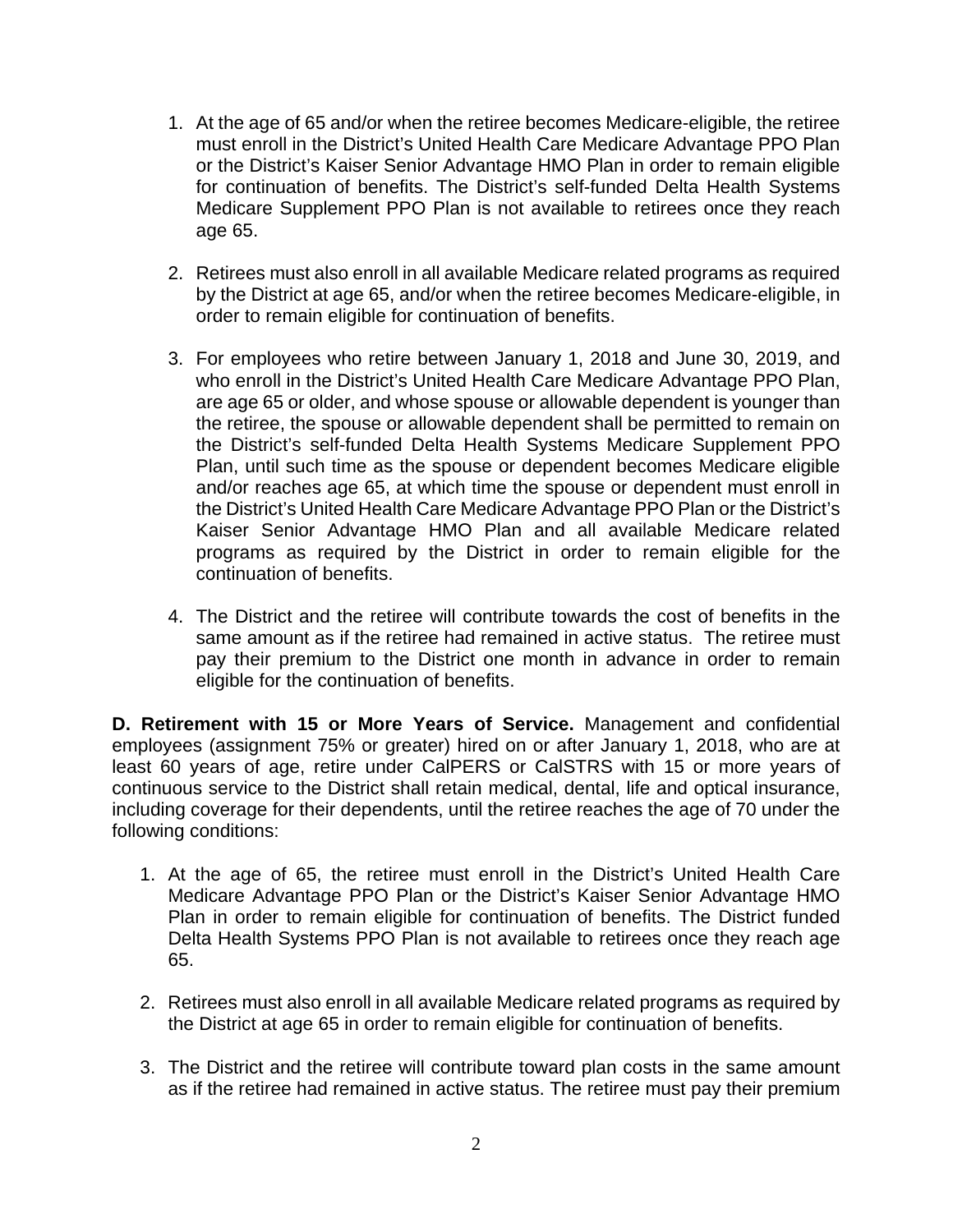1. At the age of 65 and/or when the retiree becomes Medicare-eligible, the retiree must enroll in the District's United Health Care Medicare Advantage PPO Plan or the District's Kaiser Senior Advantage HMO Plan in order to remain eligible for continuation of benefits. The District's self-funded Delta Health Systems Medicare Supplement PPO Plan is not available to retirees once they reach age 65.

2. Retirees must also enroll in all available Medicare related programs as required by the District at age 65, and/or when the retiree becomes Medicare-eligible, in order to remain eligible for continuation of benefits.

3. For employees who retire between January 1, 2018 and June 30, 2019, and who enroll in the District's United Health Care Medicare Advantage PPO Plan, are age 65 or older, and whose spouse or allowable dependent is younger than the retiree, the spouse or allowable dependent shall be permitted to remain on the District's self-funded Delta Health Systems Medicare Supplement PPO Plan, until such time as the spouse or dependent becomes Medicare eligible and/or reaches age 65, at which time the spouse or dependent must enroll in the District's United Health Care Medicare Advantage PPO Plan or the District's Kaiser Senior Advantage HMO Plan and all available Medicare related programs as required by the District in order to remain eligible for the continuation of benefits.

4. The District and the retiree will contribute towards the cost of benefits in the same amount as if the retiree had remained in active status. The retiree must pay their premium to the District one month in advance in order to remain eligible for the continuation of benefits.

**D. Retirement with 15 or More Years of Service.** Management and confidential employees (assignment 75% or greater) hired on or after January 1, 2018, who are at least 60 years of age, retire under CalPERS or CalSTRS with 15 or more years of continuous service to the District shall retain medical, dental, life and optical insurance, including coverage for their dependents, until the retiree reaches the age of 70 under the following conditions:

1. At the age of 65, the retiree must enroll in the District's United Health Care Medicare Advantage PPO Plan or the District's Kaiser Senior Advantage HMO Plan in order to remain eligible for continuation of benefits. The District funded Delta Health Systems PPO Plan is not available to retirees once they reach age 65.

2. Retirees must also enroll in all available Medicare related programs as required by the District at age 65 in order to remain eligible for continuation of benefits.

3. The District and the retiree will contribute toward plan costs in the same amount as if the retiree had remained in active status. The retiree must pay their premium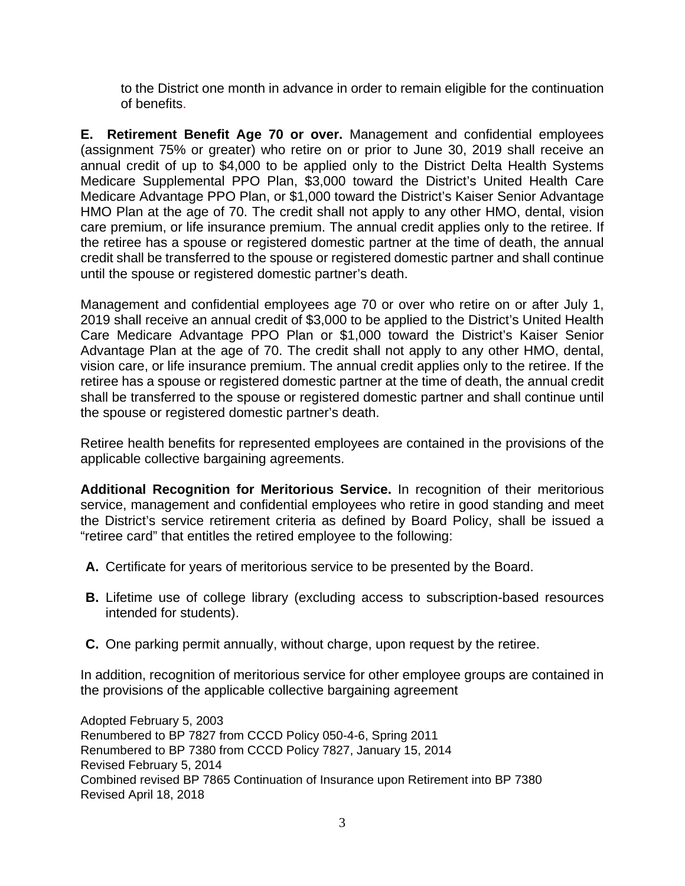to the District one month in advance in order to remain eligible for the continuation of benefits.

**E. Retirement Benefit Age 70 or over.** Management and confidential employees (assignment 75% or greater) who retire on or prior to June 30, 2019 shall receive an annual credit of up to $4,000 to be applied only to the District Delta Health Systems Medicare Supplemental PPO Plan, $3,000 toward the District's United Health Care Medicare Advantage PPO Plan, or $1,000 toward the District's Kaiser Senior Advantage HMO Plan at the age of 70. The credit shall not apply to any other HMO, dental, vision care premium, or life insurance premium. The annual credit applies only to the retiree. If the retiree has a spouse or registered domestic partner at the time of death, the annual credit shall be transferred to the spouse or registered domestic partner and shall continue until the spouse or registered domestic partner's death.

Management and confidential employees age 70 or over who retire on or after July 1, 2019 shall receive an annual credit of $3,000 to be applied to the District's United Health Care Medicare Advantage PPO Plan or $1,000 toward the District's Kaiser Senior Advantage Plan at the age of 70. The credit shall not apply to any other HMO, dental, vision care, or life insurance premium. The annual credit applies only to the retiree. If the retiree has a spouse or registered domestic partner at the time of death, the annual credit shall be transferred to the spouse or registered domestic partner and shall continue until the spouse or registered domestic partner's death.

Retiree health benefits for represented employees are contained in the provisions of the applicable collective bargaining agreements.

**Additional Recognition for Meritorious Service.** In recognition of their meritorious service, management and confidential employees who retire in good standing and meet the District's service retirement criteria as defined by Board Policy, shall be issued a "retiree card" that entitles the retired employee to the following:

**A.** Certificate for years of meritorious service to be presented by the Board.

**B.** Lifetime use of college library (excluding access to subscription-based resources intended for students).

**C.** One parking permit annually, without charge, upon request by the retiree.

In addition, recognition of meritorious service for other employee groups are contained in the provisions of the applicable collective bargaining agreement

Adopted February 5, 2003
Renumbered to BP 7827 from CCCD Policy 050-4-6, Spring 2011
Renumbered to BP 7380 from CCCD Policy 7827, January 15, 2014
Revised February 5, 2014
Combined revised BP 7865 Continuation of Insurance upon Retirement into BP 7380
Revised April 18, 2018